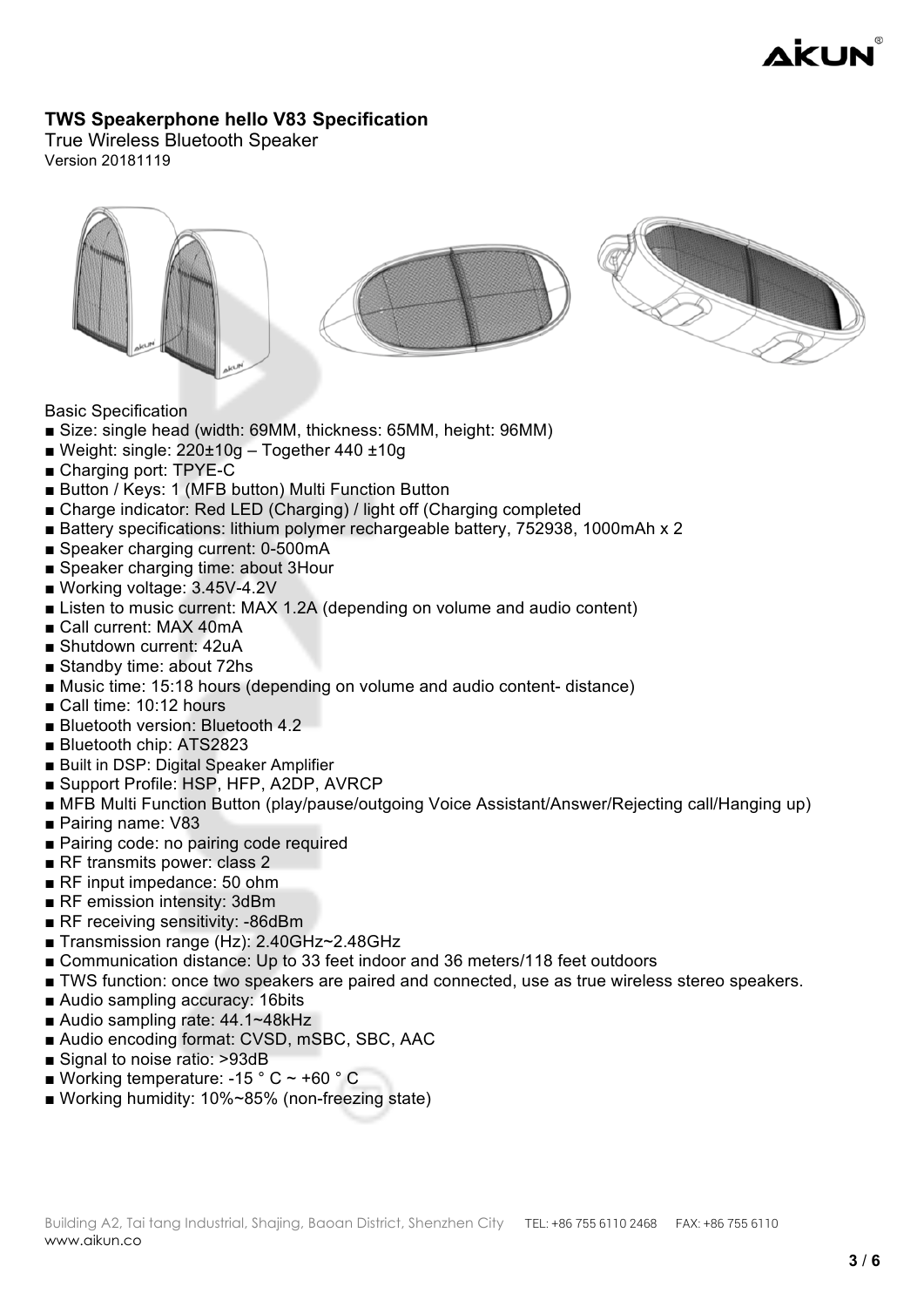## TWS Speakerphone hello V83 Specification

True Wireless Bluetooth Speaker

Version 20181119

Basic Specification

- Size: single head (width: 69MM, thickness: 65MM, height: 96MM)
- Weight: single: 220±10g – Together 440 ±10g
- Charging port: TPYE-C
- Button / Keys: 1 (MFB button) Multi Function Button
- Charge indicator: Red LED (Charging) / light off (Charging completed
- Battery specifications: lithium polymer rechargeable battery, 752938, 1000mAh x 2
- Speaker charging current: 0-500mA
- Speaker charging time: about 3Hour
- Working voltage: 3.45V-4.2V
- Listen to music current: MAX 1.2A (depending on volume and audio content)
- Call current: MAX 40mA
- Shutdown current: 42uA
- Standby time: about 72hs
- Music time: 15:18 hours (depending on volume and audio content- distance)
- Call time: 10:12 hours
- Bluetooth version: Bluetooth 4.2
- Bluetooth chip: ATS2823
- Built in DSP: Digital Speaker Amplifier
- Support Profile: HSP, HFP, A2DP, AVRCP
- MFB Multi Function Button (play/pause/outgoing Voice Assistant/Answer/Rejecting call/Hanging up)
- Pairing name: V83
- Pairing code: no pairing code required
- RF transmits power: class 2
- RF input impedance: 50 ohm
- RF emission intensity: 3dBm
- RF receiving sensitivity: -86dBm
- Transmission range (Hz): 2.40GHz~2.48GHz
- Communication distance: Up to 33 feet indoor and 36 meters/118 feet outdoors
- TWS function: once two speakers are paired and connected, use as true wireless stereo speakers.
- Audio sampling accuracy: 16bits
- Audio sampling rate: 44.1~48kHz
- Audio encoding format: CVSD, mSBC, SBC, AAC
- Signal to noise ratio: >93dB
- Working temperature: -15 ° C ~ +60 ° C
- Working humidity: 10%~85% (non-freezing state)

Building A2, Tai tang Industrial, Shajing, Baoan District, Shenzhen City TEL: +86 755 6110 2468 FAX: +86 755 6110
www.aikun.co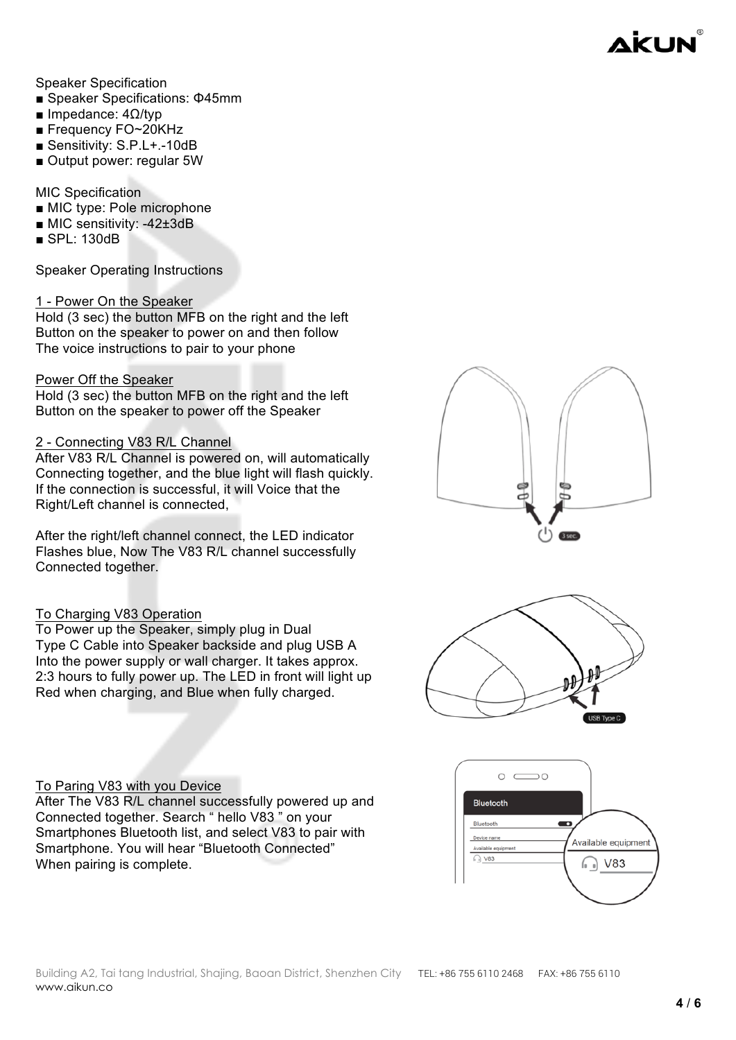Speaker Specification

- Speaker Specifications: Φ45mm
- Impedance: 4Ω/typ
- Frequency FO~20KHz
- Sensitivity: S.P.L+.-10dB
- Output power: regular 5W

MIC Specification

- MIC type: Pole microphone
- MIC sensitivity: -42±3dB
- SPL: 130dB

Speaker Operating Instructions

1 - Power On the Speaker

Hold (3 sec) the button MFB on the right and the left Button on the speaker to power on and then follow The voice instructions to pair to your phone

Power Off the Speaker

Hold (3 sec) the button MFB on the right and the left Button on the speaker to power off the Speaker

2 - Connecting V83 R/L Channel

After V83 R/L Channel is powered on, will automatically Connecting together, and the blue light will flash quickly. If the connection is successful, it will Voice that the Right/Left channel is connected,

After the right/left channel connect, the LED indicator Flashes blue, Now The V83 R/L channel successfully Connected together.

3 sec.

To Charging V83 Operation

To Power up the Speaker, simply plug in Dual Type C Cable into Speaker backside and plug USB A Into the power supply or wall charger. It takes approx. 2:3 hours to fully power up. The LED in front will light up Red when charging, and Blue when fully charged.

USB Type C

To Paring V83 with you Device

After The V83 R/L channel successfully powered up and Connected together. Search " hello V83 " on your Smartphones Bluetooth list, and select V83 to pair with Smartphone. You will hear "Bluetooth Connected" When pairing is complete.

Bluetooth

Bluetooth

Device name

Available equipment

V83

Available equipment

V83

Building A2, Tai tang Industrial, Shajing, Baoan District, Shenzhen City TEL: +86 755 6110 2468 FAX: +86 755 6110
www.aikun.co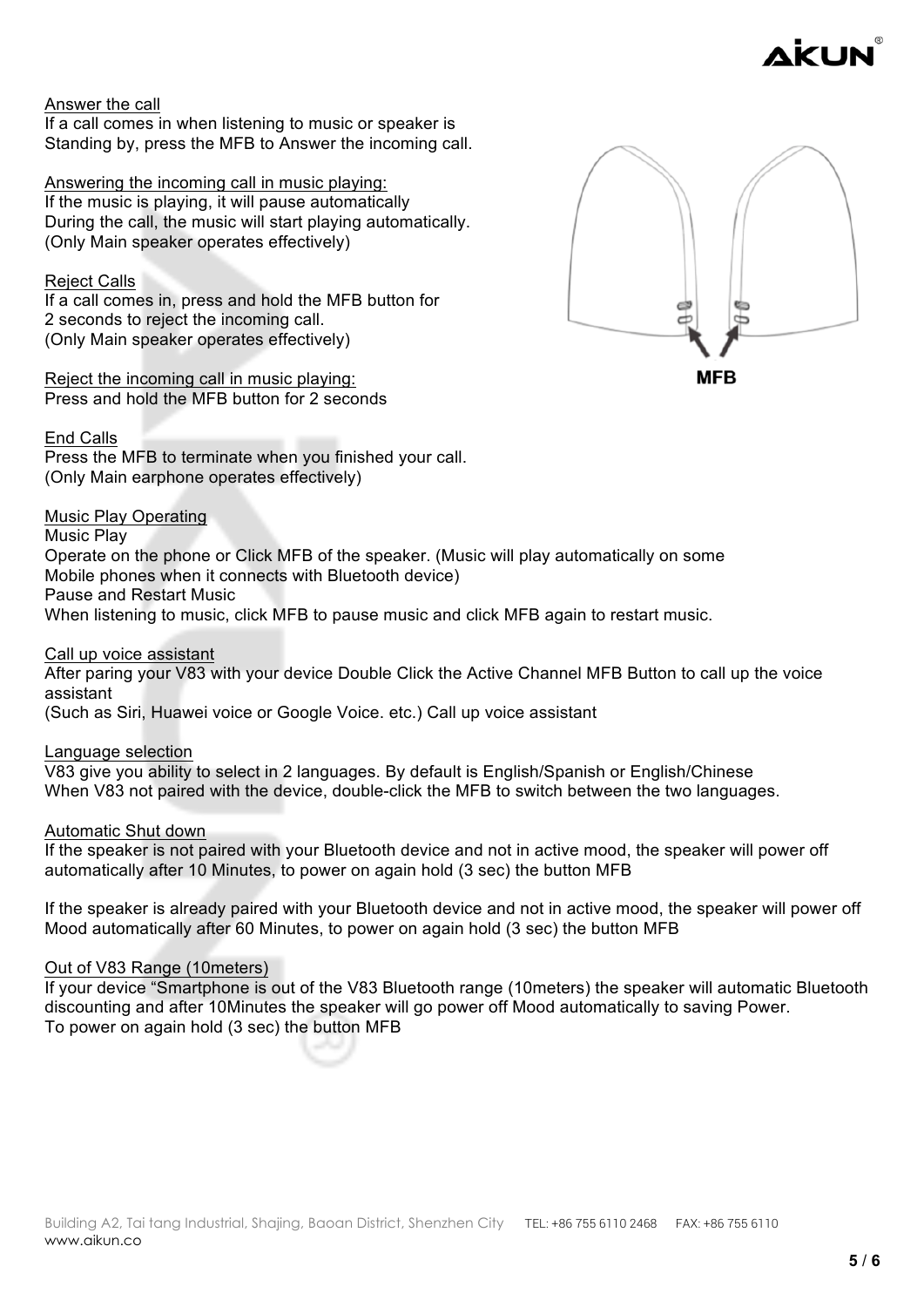Answer the call
If a call comes in when listening to music or speaker is Standing by, press the MFB to Answer the incoming call.

Answering the incoming call in music playing:
If the music is playing, it will pause automatically
During the call, the music will start playing automatically.
(Only Main speaker operates effectively)

Reject Calls
If a call comes in, press and hold the MFB button for 2 seconds to reject the incoming call.
(Only Main speaker operates effectively)

Reject the incoming call in music playing:
Press and hold the MFB button for 2 seconds

MFB

End Calls
Press the MFB to terminate when you finished your call.
(Only Main earphone operates effectively)

Music Play Operating
Music Play
Operate on the phone or Click MFB of the speaker. (Music will play automatically on some Mobile phones when it connects with Bluetooth device)
Pause and Restart Music
When listening to music, click MFB to pause music and click MFB again to restart music.

Call up voice assistant
After paring your V83 with your device Double Click the Active Channel MFB Button to call up the voice assistant
(Such as Siri, Huawei voice or Google Voice. etc.) Call up voice assistant

Language selection
V83 give you ability to select in 2 languages. By default is English/Spanish or English/Chinese
When V83 not paired with the device, double-click the MFB to switch between the two languages.

Automatic Shut down
If the speaker is not paired with your Bluetooth device and not in active mood, the speaker will power off automatically after 10 Minutes, to power on again hold (3 sec) the button MFB

If the speaker is already paired with your Bluetooth device and not in active mood, the speaker will power off Mood automatically after 60 Minutes, to power on again hold (3 sec) the button MFB

Out of V83 Range (10meters)
If your device "Smartphone is out of the V83 Bluetooth range (10meters) the speaker will automatic Bluetooth discounting and after 10Minutes the speaker will go power off Mood automatically to saving Power.
To power on again hold (3 sec) the button MFB

Building A2, Tai tang Industrial, Shajing, Baoan District, Shenzhen City TEL: +86 755 6110 2468 FAX: +86 755 6110
www.aikun.co